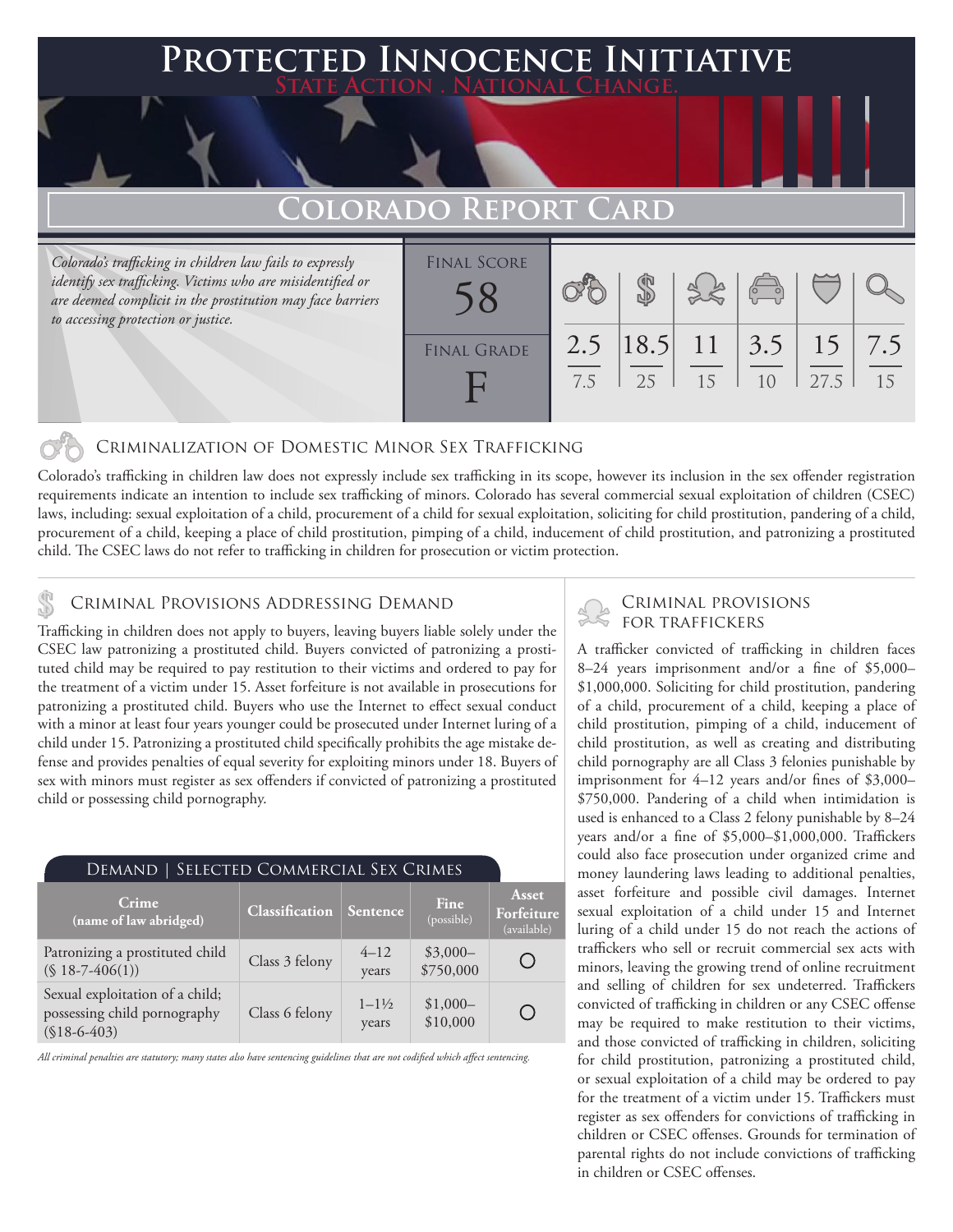# Protected Innocence Initiative

State Action . National Change.

## Colorado Report Card

*Colorado's trafficking in children law fails to expressly identify sex trafficking. Victims who are misidentified or are deemed complicit in the prostitution may face barriers to accessing protection or justice.*

**Final Score:** 58

**Final Grade:** F

| Criminalization of Domestic Minor Sex Trafficking | Criminal Provisions Addressing Demand | Criminal Provisions for Traffickers | Criminal Provisions for Facilitators | Protective Provisions for the Child Victims | Criminal Justice Tools for Investigation and Prosecution |
|---|---|---|---|---|---|
| 2.5 / 7.5 | 18.5 / 25 | 11 / 15 | 3.5 / 10 | 15 / 27.5 | 7.5 / 15 |

### Criminalization of Domestic Minor Sex Trafficking

Colorado's trafficking in children law does not expressly include sex trafficking in its scope, however its inclusion in the sex offender registration requirements indicate an intention to include sex trafficking of minors. Colorado has several commercial sexual exploitation of children (CSEC) laws, including: sexual exploitation of a child, procurement of a child for sexual exploitation, soliciting for child prostitution, pandering of a child, procurement of a child, keeping a place of child prostitution, pimping of a child, inducement of child prostitution, and patronizing a prostituted child. The CSEC laws do not refer to trafficking in children for prosecution or victim protection.

### Criminal Provisions Addressing Demand

Trafficking in children does not apply to buyers, leaving buyers liable solely under the CSEC law patronizing a prostituted child. Buyers convicted of patronizing a prostituted child may be required to pay restitution to their victims and ordered to pay for the treatment of a victim under 15. Asset forfeiture is not available in prosecutions for patronizing a prostituted child. Buyers who use the Internet to effect sexual conduct with a minor at least four years younger could be prosecuted under Internet luring of a child under 15. Patronizing a prostituted child specifically prohibits the age mistake defense and provides penalties of equal severity for exploiting minors under 18. Buyers of sex with minors must register as sex offenders if convicted of patronizing a prostituted child or possessing child pornography.

**Demand | Selected Commercial Sex Crimes**

| Crime (name of law abridged) | Classification | Sentence | Fine (possible) | Asset Forfeiture (available) |
|---|---|---|---|---|
| Patronizing a prostituted child (§ 18-7-406(1)) | Class 3 felony | 4–12 years | $3,000–$750,000 | ○ |
| Sexual exploitation of a child; possessing child pornography (§18-6-403) | Class 6 felony | 1–1½ years | $1,000–$10,000 | ○ |

*All criminal penalties are statutory; many states also have sentencing guidelines that are not codified which affect sentencing.*

### Criminal Provisions for Traffickers

A trafficker convicted of trafficking in children faces 8–24 years imprisonment and/or a fine of $5,000–$1,000,000. Soliciting for child prostitution, pandering of a child, procurement of a child, keeping a place of child prostitution, pimping of a child, inducement of child prostitution, as well as creating and distributing child pornography are all Class 3 felonies punishable by imprisonment for 4–12 years and/or fines of $3,000–$750,000. Pandering of a child when intimidation is used is enhanced to a Class 2 felony punishable by 8–24 years and/or a fine of $5,000–$1,000,000. Traffickers could also face prosecution under organized crime and money laundering laws leading to additional penalties, asset forfeiture and possible civil damages. Internet sexual exploitation of a child under 15 and Internet luring of a child under 15 do not reach the actions of traffickers who sell or recruit commercial sex acts with minors, leaving the growing trend of online recruitment and selling of children for sex undeterred. Traffickers convicted of trafficking in children or any CSEC offense may be required to make restitution to their victims, and those convicted of trafficking in children, soliciting for child prostitution, patronizing a prostituted child, or sexual exploitation of a child may be ordered to pay for the treatment of a victim under 15. Traffickers must register as sex offenders for convictions of trafficking in children or CSEC offenses. Grounds for termination of parental rights do not include convictions of trafficking in children or CSEC offenses.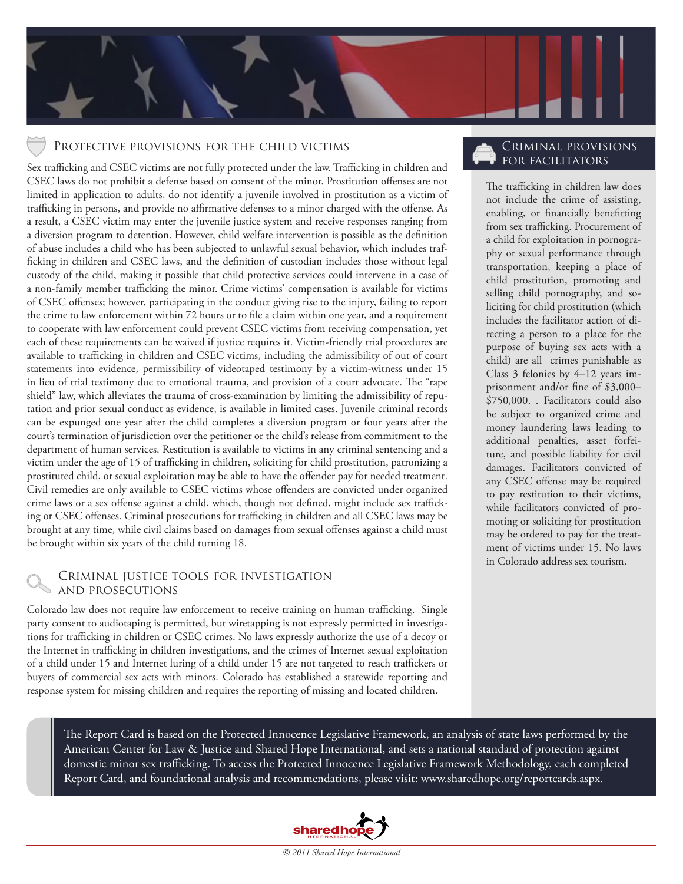## Protective provisions for the child victims

Sex trafficking and CSEC victims are not fully protected under the law. Trafficking in children and CSEC laws do not prohibit a defense based on consent of the minor. Prostitution offenses are not limited in application to adults, do not identify a juvenile involved in prostitution as a victim of trafficking in persons, and provide no affirmative defenses to a minor charged with the offense. As a result, a CSEC victim may enter the juvenile justice system and receive responses ranging from a diversion program to detention. However, child welfare intervention is possible as the definition of abuse includes a child who has been subjected to unlawful sexual behavior, which includes trafficking in children and CSEC laws, and the definition of custodian includes those without legal custody of the child, making it possible that child protective services could intervene in a case of a non-family member trafficking the minor. Crime victims' compensation is available for victims of CSEC offenses; however, participating in the conduct giving rise to the injury, failing to report the crime to law enforcement within 72 hours or to file a claim within one year, and a requirement to cooperate with law enforcement could prevent CSEC victims from receiving compensation, yet each of these requirements can be waived if justice requires it. Victim-friendly trial procedures are available to trafficking in children and CSEC victims, including the admissibility of out of court statements into evidence, permissibility of videotaped testimony by a victim-witness under 15 in lieu of trial testimony due to emotional trauma, and provision of a court advocate. The "rape shield" law, which alleviates the trauma of cross-examination by limiting the admissibility of reputation and prior sexual conduct as evidence, is available in limited cases. Juvenile criminal records can be expunged one year after the child completes a diversion program or four years after the court's termination of jurisdiction over the petitioner or the child's release from commitment to the department of human services. Restitution is available to victims in any criminal sentencing and a victim under the age of 15 of trafficking in children, soliciting for child prostitution, patronizing a prostituted child, or sexual exploitation may be able to have the offender pay for needed treatment. Civil remedies are only available to CSEC victims whose offenders are convicted under organized crime laws or a sex offense against a child, which, though not defined, might include sex trafficking or CSEC offenses. Criminal prosecutions for trafficking in children and all CSEC laws may be brought at any time, while civil claims based on damages from sexual offenses against a child must be brought within six years of the child turning 18.

## Criminal justice tools for investigation and prosecutions

Colorado law does not require law enforcement to receive training on human trafficking. Single party consent to audiotaping is permitted, but wiretapping is not expressly permitted in investigations for trafficking in children or CSEC crimes. No laws expressly authorize the use of a decoy or the Internet in trafficking in children investigations, and the crimes of Internet sexual exploitation of a child under 15 and Internet luring of a child under 15 are not targeted to reach traffickers or buyers of commercial sex acts with minors. Colorado has established a statewide reporting and response system for missing children and requires the reporting of missing and located children.

## Criminal provisions for facilitators

The trafficking in children law does not include the crime of assisting, enabling, or financially benefitting from sex trafficking. Procurement of a child for exploitation in pornography or sexual performance through transportation, keeping a place of child prostitution, promoting and selling child pornography, and soliciting for child prostitution (which includes the facilitator action of directing a person to a place for the purpose of buying sex acts with a child) are all crimes punishable as Class 3 felonies by 4–12 years imprisonment and/or fine of $3,000–$750,000. . Facilitators could also be subject to organized crime and money laundering laws leading to additional penalties, asset forfeiture, and possible liability for civil damages. Facilitators convicted of any CSEC offense may be required to pay restitution to their victims, while facilitators convicted of promoting or soliciting for prostitution may be ordered to pay for the treatment of victims under 15. No laws in Colorado address sex tourism.

The Report Card is based on the Protected Innocence Legislative Framework, an analysis of state laws performed by the American Center for Law & Justice and Shared Hope International, and sets a national standard of protection against domestic minor sex trafficking. To access the Protected Innocence Legislative Framework Methodology, each completed Report Card, and foundational analysis and recommendations, please visit: www.sharedhope.org/reportcards.aspx.

sharedhope INTERNATIONAL

*© 2011 Shared Hope International*